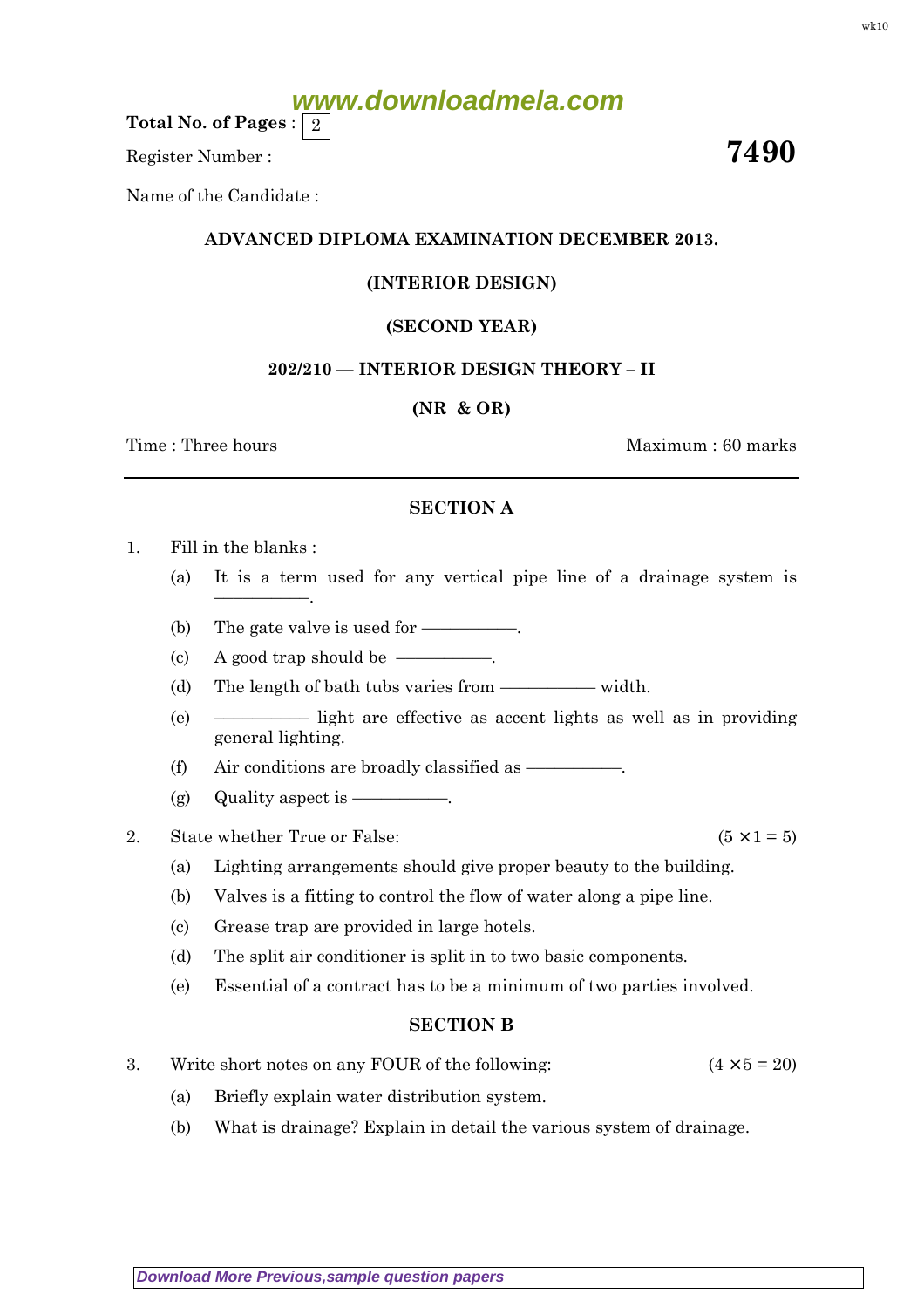Total No. of Pages : 2

Register Number : **7490**

Name of the Candidate :

**ADVANCED DIPLOMA EXAMINATION DECEMBER 2013.**

**(INTERIOR DESIGN)**

**(SECOND YEAR)**

**202/210 — INTERIOR DESIGN THEORY – II**

**(NR & OR)**

Time : Three hours — Maximum : 60 marks

---

## SECTION A

1. Fill in the blanks :

   (a) It is a term used for any vertical pipe line of a drainage system is ——————.

   (b) The gate valve is used for ——————.

   (c) A good trap should be ——————.

   (d) The length of bath tubs varies from —————— width.

   (e) —————— light are effective as accent lights as well as in providing general lighting.

   (f) Air conditions are broadly classified as ——————.

   (g) Quality aspect is ——————.

2. State whether True or False: $(5 \times 1 = 5)$

   (a) Lighting arrangements should give proper beauty to the building.

   (b) Valves is a fitting to control the flow of water along a pipe line.

   (c) Grease trap are provided in large hotels.

   (d) The split air conditioner is split in to two basic components.

   (e) Essential of a contract has to be a minimum of two parties involved.

## SECTION B

3. Write short notes on any FOUR of the following: $(4 \times 5 = 20)$

   (a) Briefly explain water distribution system.

   (b) What is drainage? Explain in detail the various system of drainage.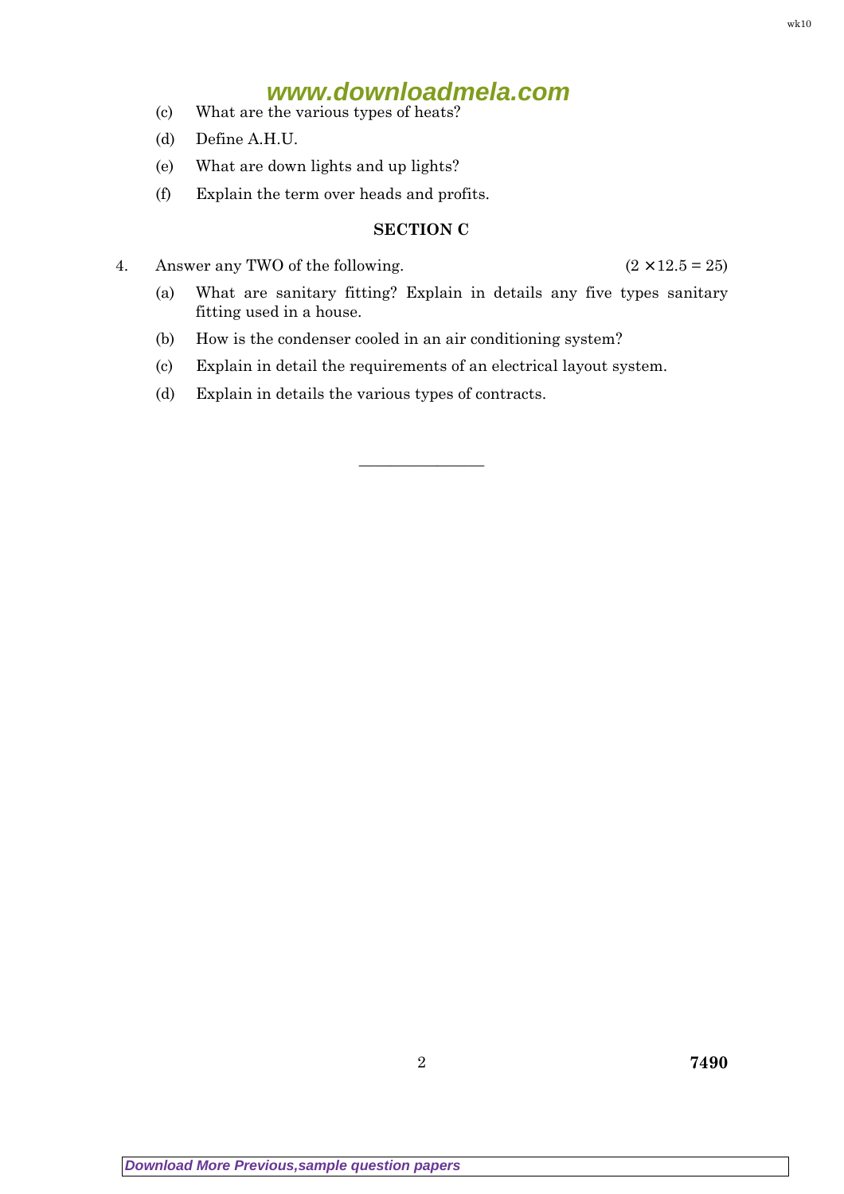(c) What are the various types of heats?

(d) Define A.H.U.

(e) What are down lights and up lights?

(f) Explain the term over heads and profits.

## SECTION C

4. Answer any TWO of the following. $(2 \times 12.5 = 25)$

(a) What are sanitary fitting? Explain in details any five types sanitary fitting used in a house.

(b) How is the condenser cooled in an air conditioning system?

(c) Explain in detail the requirements of an electrical layout system.

(d) Explain in details the various types of contracts.

————————